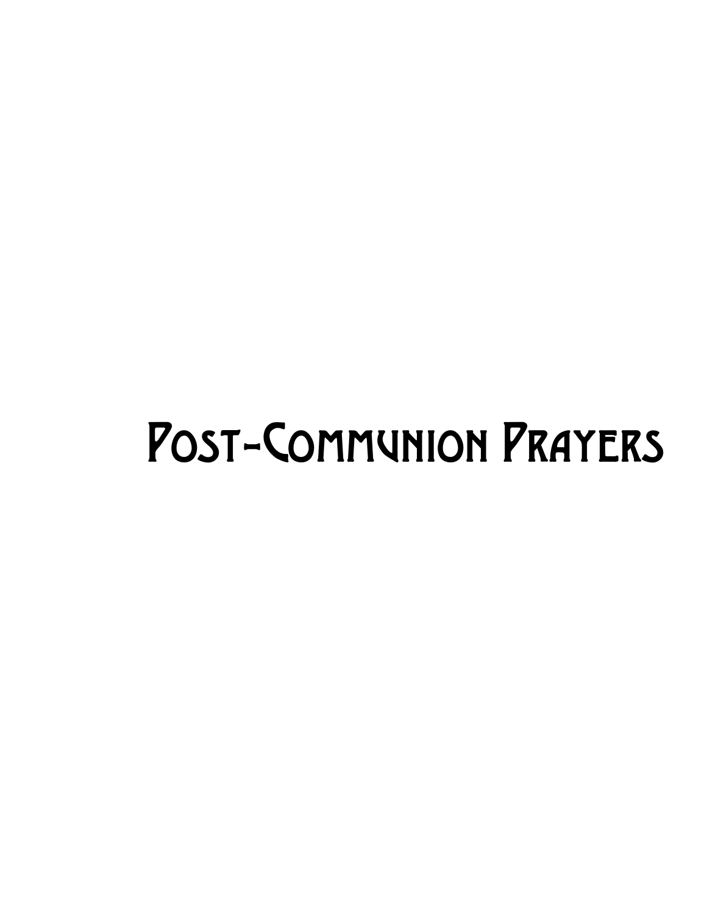# Post-Communion Prayers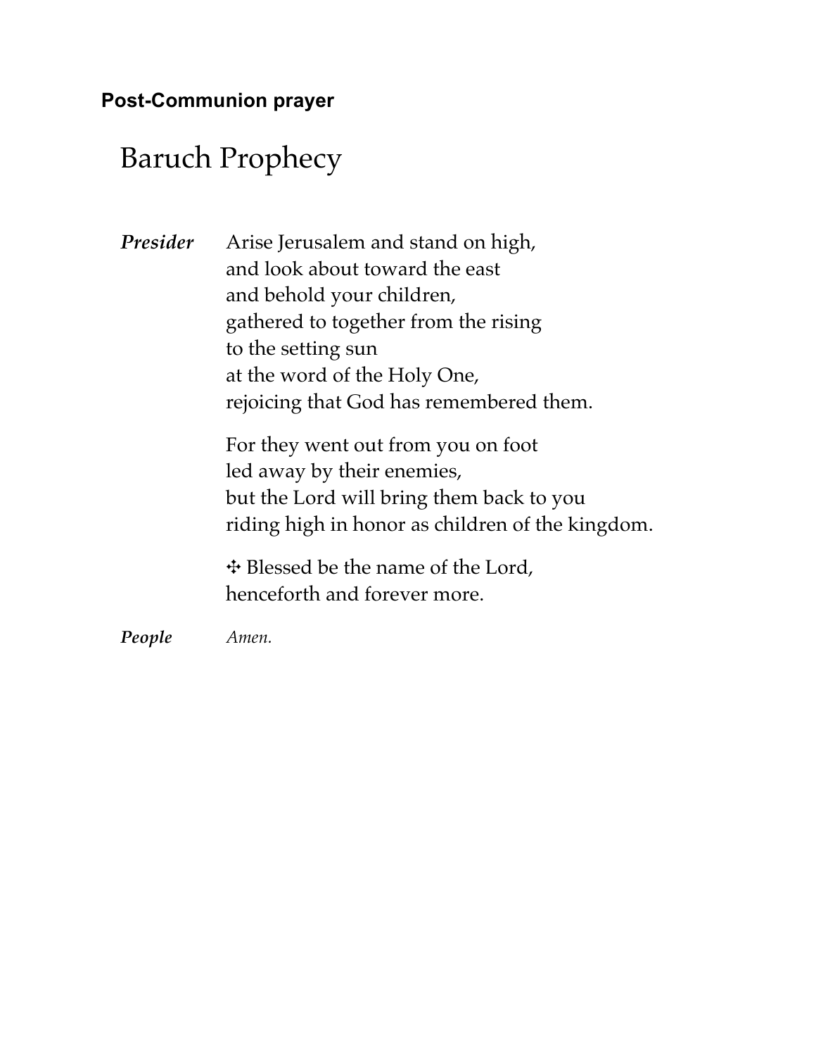**Post-Communion prayer**

# Baruch Prophecy

***Presider*** Arise Jerusalem and stand on high,
and look about toward the east
and behold your children,
gathered to together from the rising
to the setting sun
at the word of the Holy One,
rejoicing that God has remembered them.

For they went out from you on foot
led away by their enemies,
but the Lord will bring them back to you
riding high in honor as children of the kingdom.

✣ Blessed be the name of the Lord,
henceforth and forever more.

***People*** *Amen.*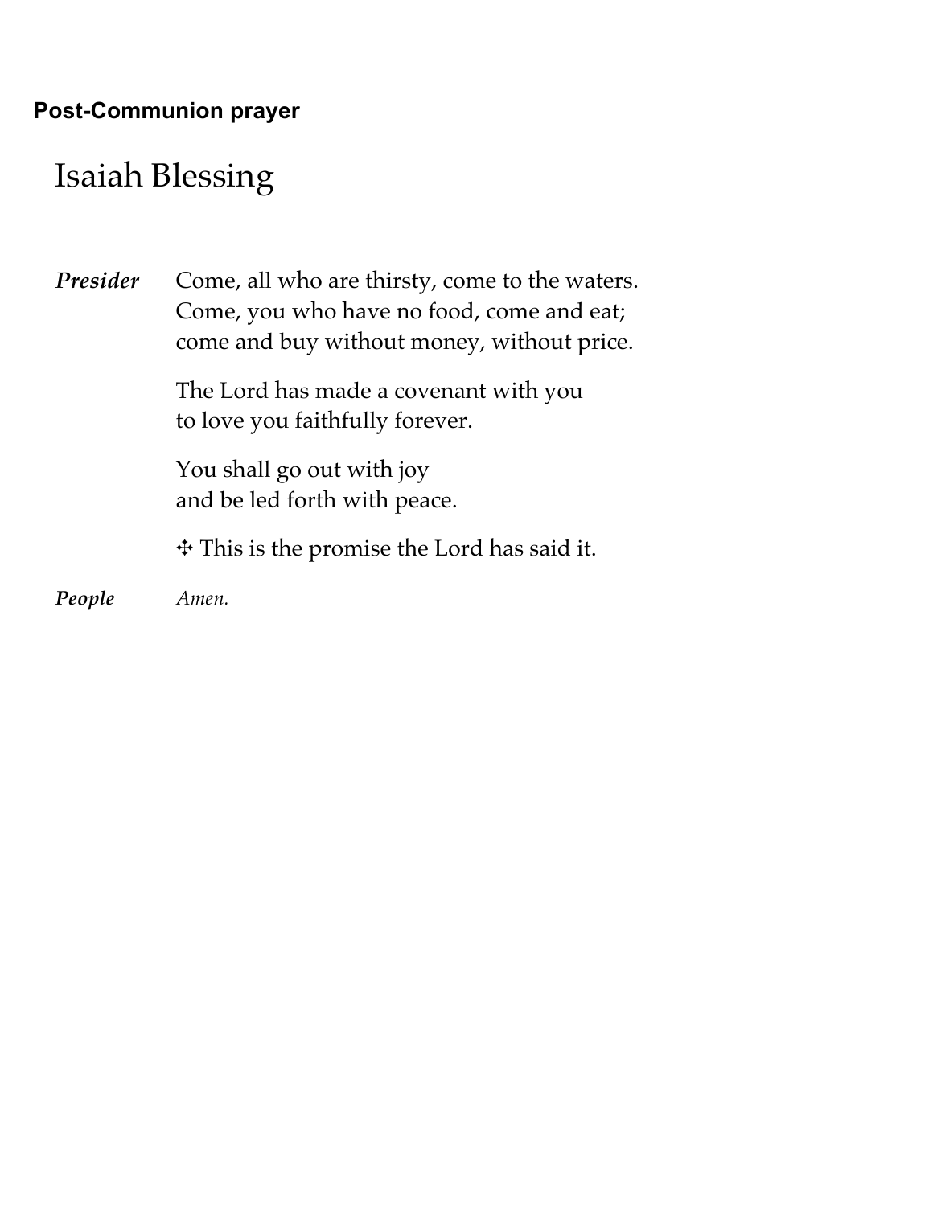**Post-Communion prayer**

# Isaiah Blessing

***Presider*** Come, all who are thirsty, come to the waters.
Come, you who have no food, come and eat;
come and buy without money, without price.

The Lord has made a covenant with you
to love you faithfully forever.

You shall go out with joy
and be led forth with peace.

✣ This is the promise the Lord has said it.

***People*** *Amen.*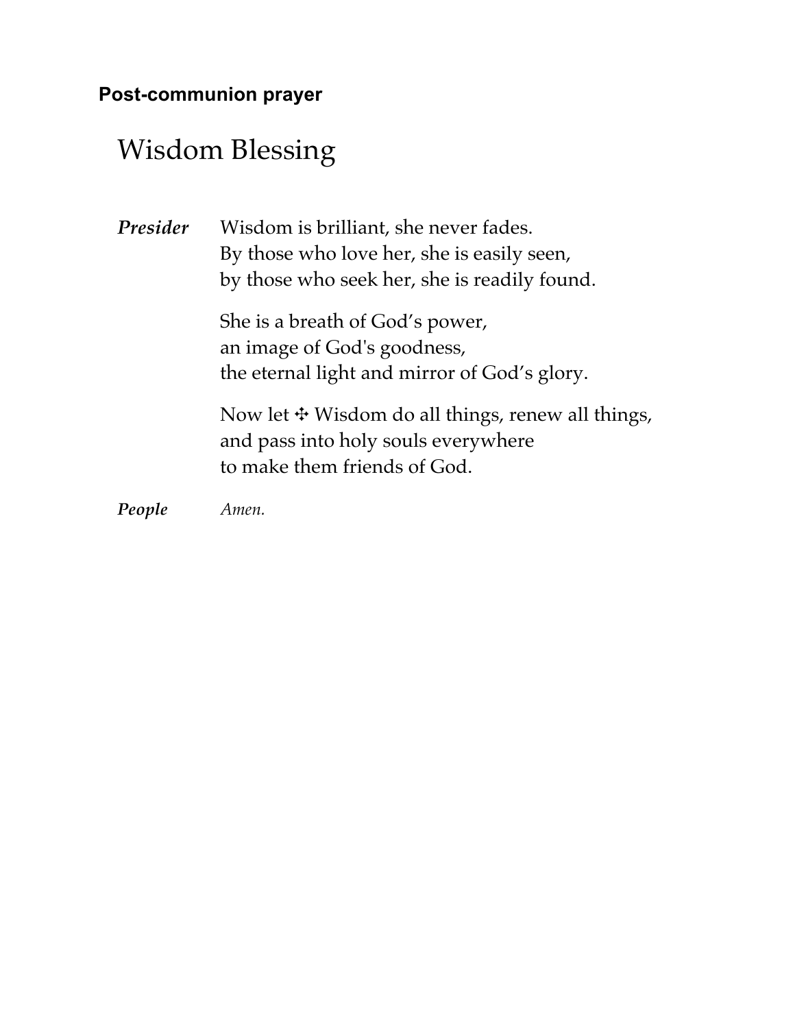**Post-communion prayer**

# Wisdom Blessing

***Presider*** Wisdom is brilliant, she never fades.
By those who love her, she is easily seen,
by those who seek her, she is readily found.

She is a breath of God's power,
an image of God's goodness,
the eternal light and mirror of God's glory.

Now let ✣ Wisdom do all things, renew all things,
and pass into holy souls everywhere
to make them friends of God.

***People*** *Amen.*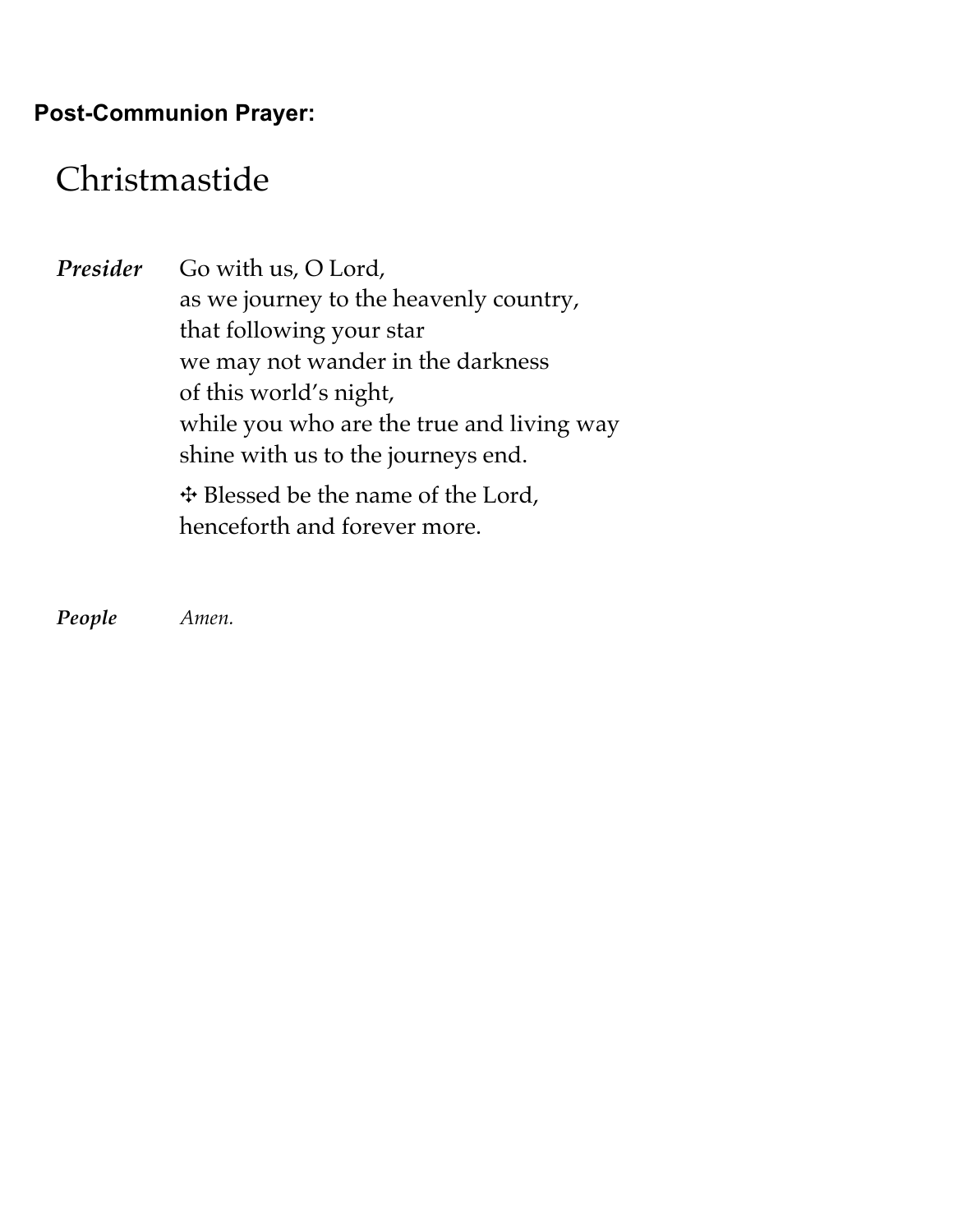**Post-Communion Prayer:**

# Christmastide

***Presider*** Go with us, O Lord,  
as we journey to the heavenly country,  
that following your star  
we may not wander in the darkness  
of this world's night,  
while you who are the true and living way  
shine with us to the journeys end.

✣ Blessed be the name of the Lord,  
henceforth and forever more.

***People*** *Amen.*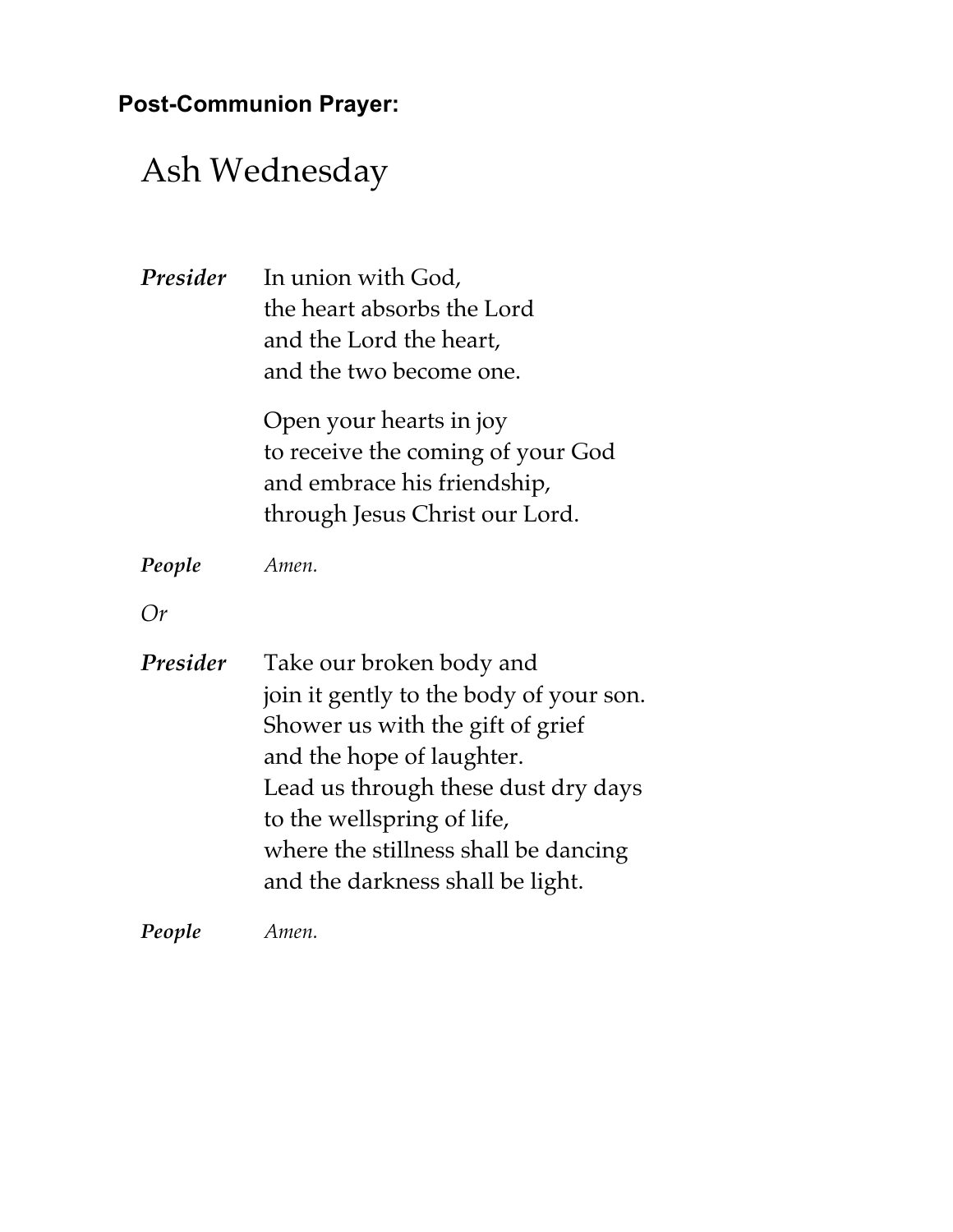**Post-Communion Prayer:**

# Ash Wednesday

***Presider*** In union with God,
the heart absorbs the Lord
and the Lord the heart,
and the two become one.

Open your hearts in joy
to receive the coming of your God
and embrace his friendship,
through Jesus Christ our Lord.

***People*** *Amen.*

*Or*

***Presider*** Take our broken body and
join it gently to the body of your son.
Shower us with the gift of grief
and the hope of laughter.
Lead us through these dust dry days
to the wellspring of life,
where the stillness shall be dancing
and the darkness shall be light.

***People*** *Amen.*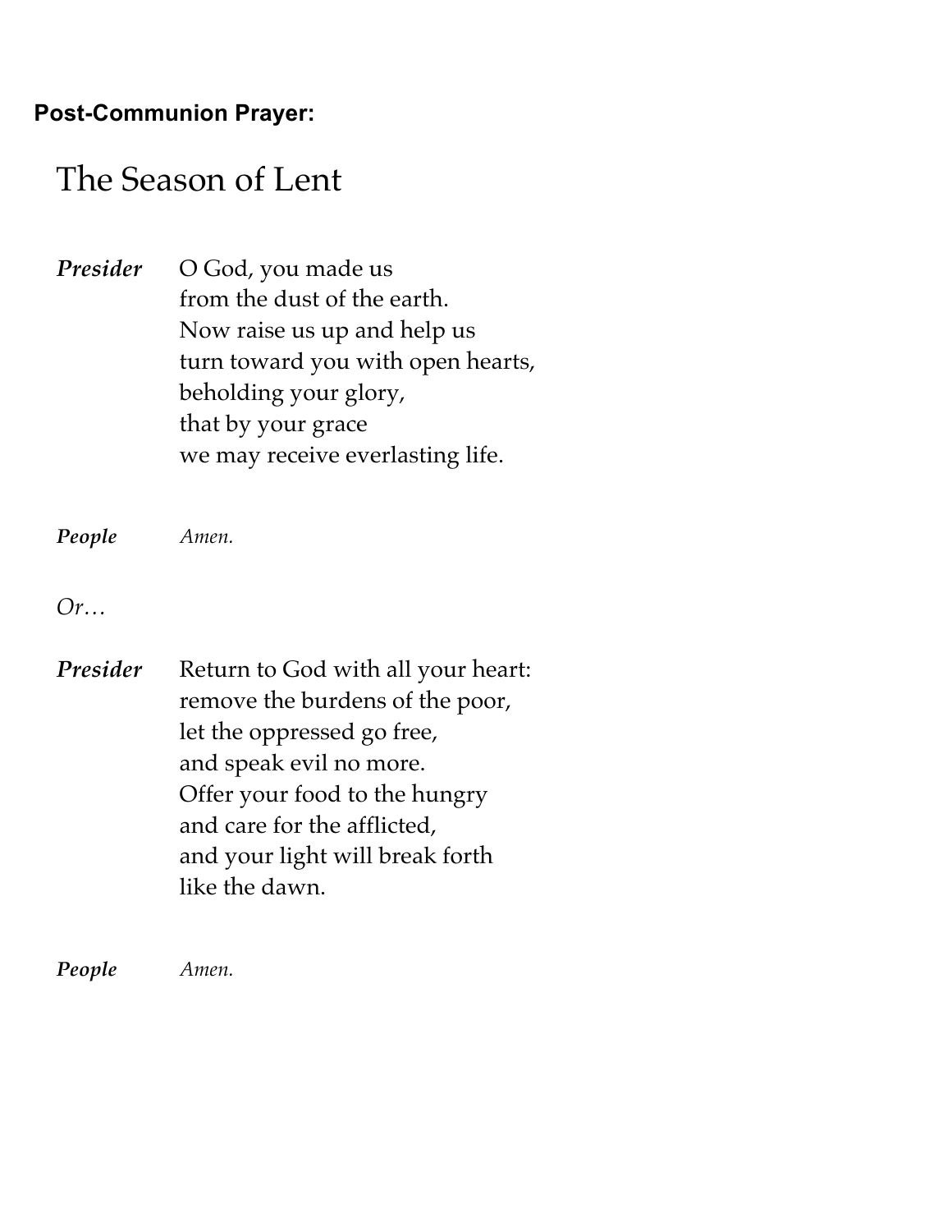**Post-Communion Prayer:**

## The Season of Lent

***Presider*** O God, you made us
from the dust of the earth.
Now raise us up and help us
turn toward you with open hearts,
beholding your glory,
that by your grace
we may receive everlasting life.

***People*** *Amen.*

*Or…*

***Presider*** Return to God with all your heart:
remove the burdens of the poor,
let the oppressed go free,
and speak evil no more.
Offer your food to the hungry
and care for the afflicted,
and your light will break forth
like the dawn.

***People*** *Amen.*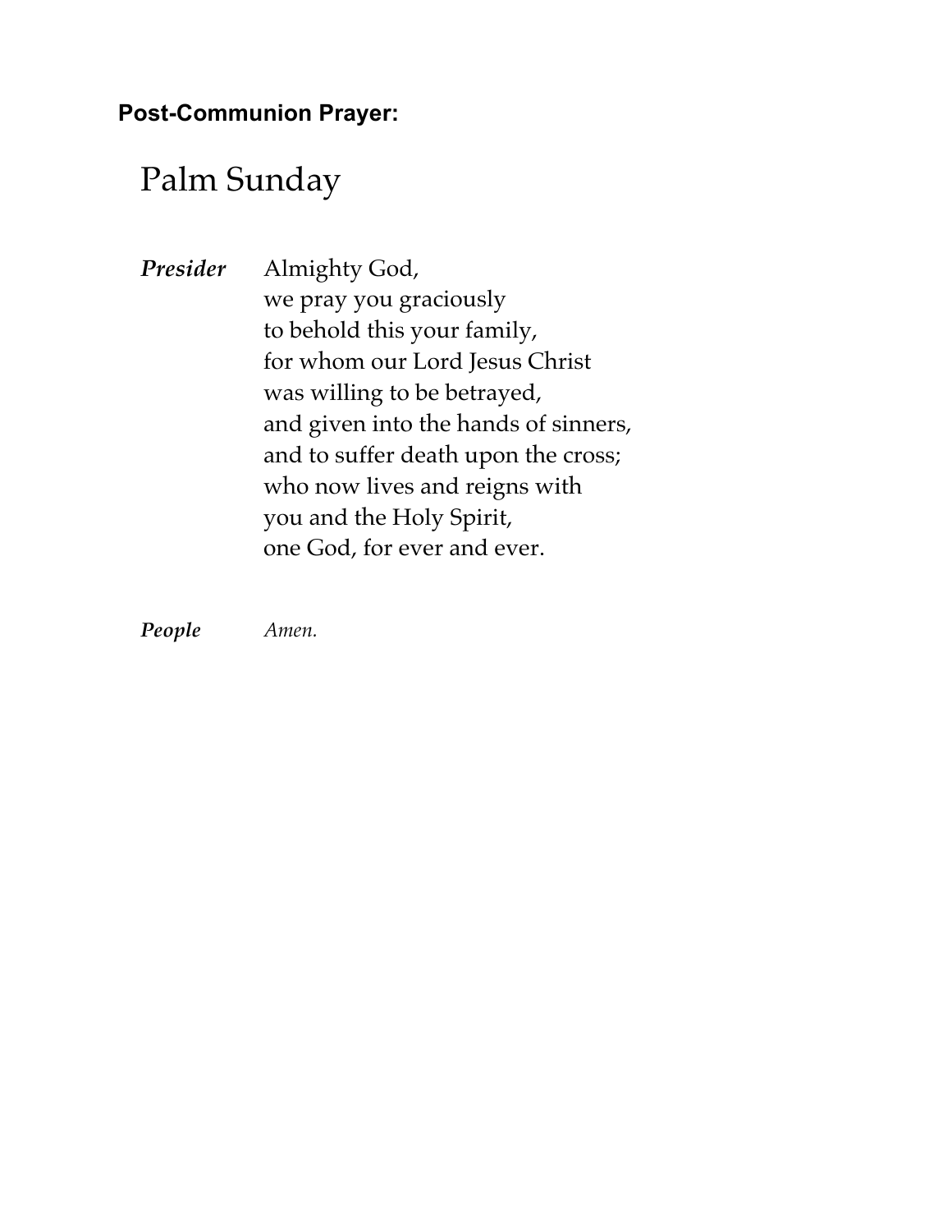**Post-Communion Prayer:**

# Palm Sunday

***Presider*** Almighty God,
we pray you graciously
to behold this your family,
for whom our Lord Jesus Christ
was willing to be betrayed,
and given into the hands of sinners,
and to suffer death upon the cross;
who now lives and reigns with
you and the Holy Spirit,
one God, for ever and ever.

***People*** *Amen.*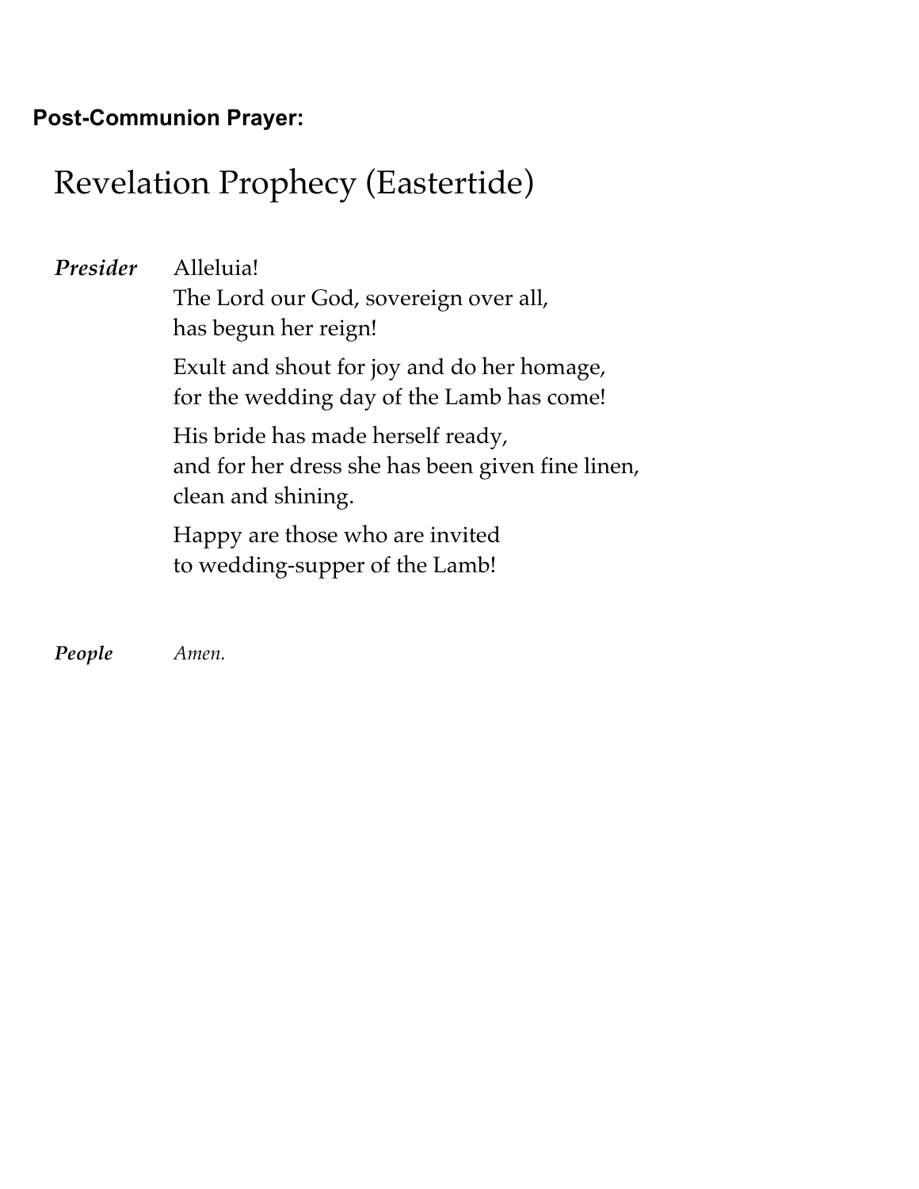**Post-Communion Prayer:**

# Revelation Prophecy (Eastertide)

***Presider*** Alleluia!
The Lord our God, sovereign over all,
has begun her reign!

Exult and shout for joy and do her homage,
for the wedding day of the Lamb has come!

His bride has made herself ready,
and for her dress she has been given fine linen,
clean and shining.

Happy are those who are invited
to wedding-supper of the Lamb!

***People*** *Amen.*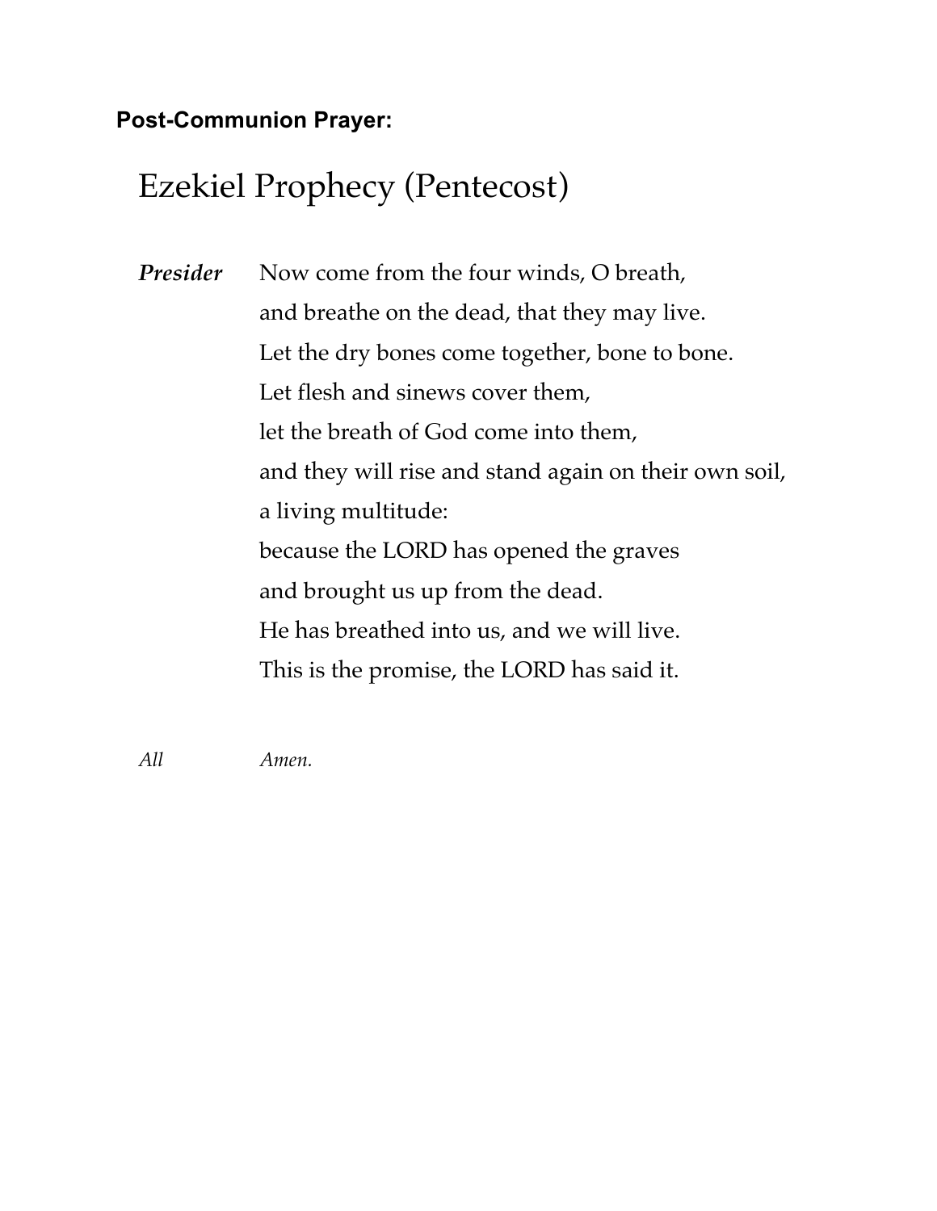**Post-Communion Prayer:**

# Ezekiel Prophecy (Pentecost)

***Presider*** Now come from the four winds, O breath,
and breathe on the dead, that they may live.
Let the dry bones come together, bone to bone.
Let flesh and sinews cover them,
let the breath of God come into them,
and they will rise and stand again on their own soil,
a living multitude:
because the LORD has opened the graves
and brought us up from the dead.
He has breathed into us, and we will live.
This is the promise, the LORD has said it.

*All* *Amen.*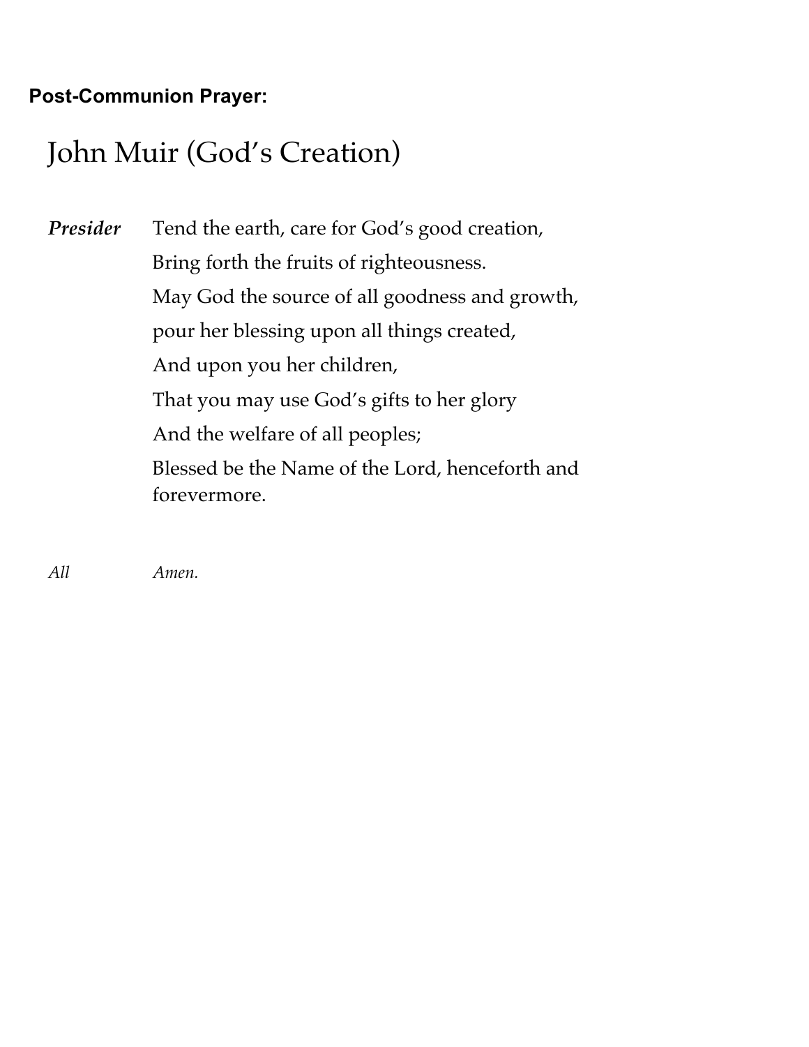**Post-Communion Prayer:**

# John Muir (God's Creation)

***Presider*** Tend the earth, care for God's good creation,
Bring forth the fruits of righteousness.
May God the source of all goodness and growth,
pour her blessing upon all things created,
And upon you her children,
That you may use God's gifts to her glory
And the welfare of all peoples;
Blessed be the Name of the Lord, henceforth and forevermore.

*All* *Amen.*